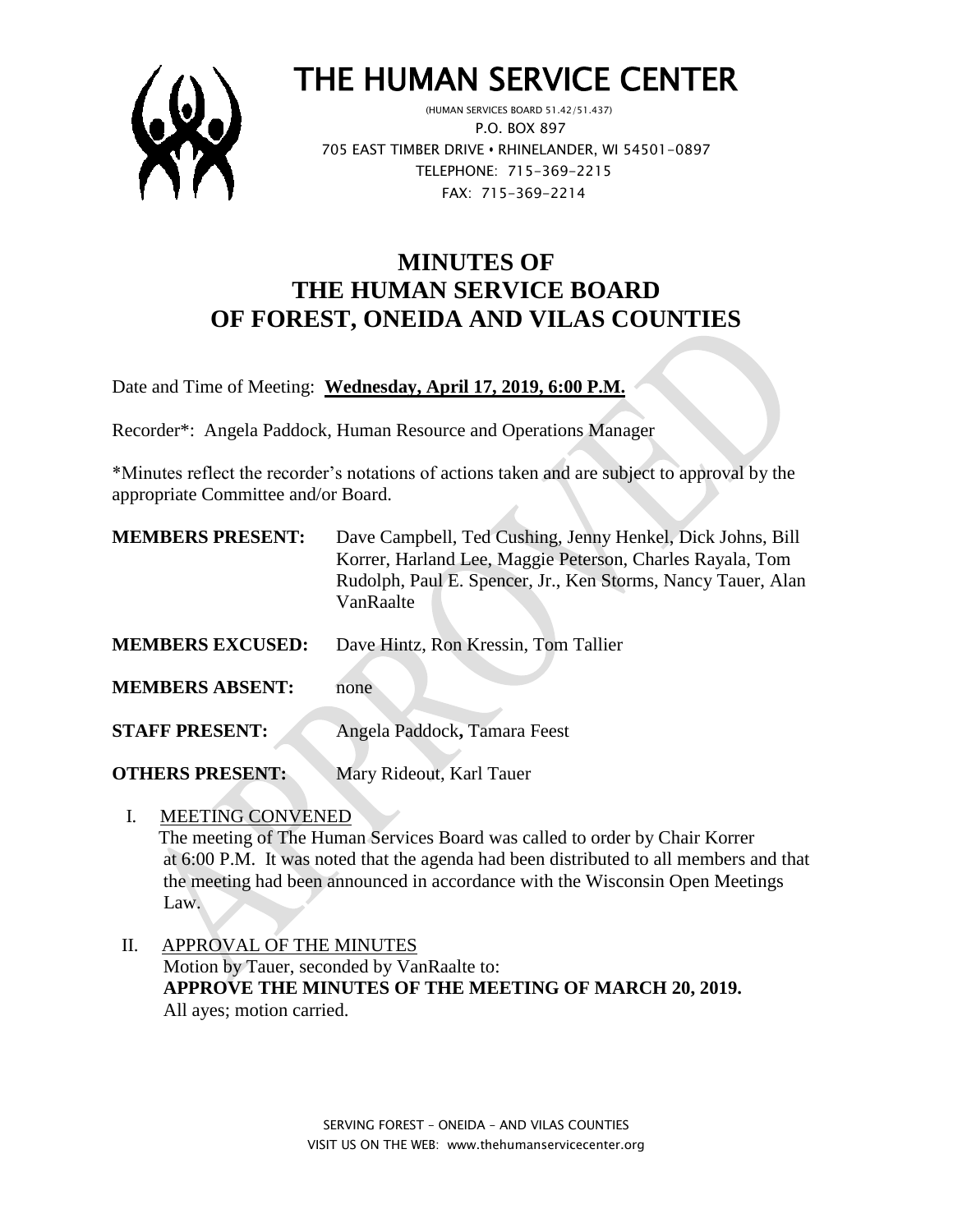# THE HUMAN SERVICE CENTER

(HUMAN SERVICES BOARD 51.42/51.437)
P.O. BOX 897
705 EAST TIMBER DRIVE • RHINELANDER, WI 54501-0897
TELEPHONE: 715-369-2215
FAX: 715-369-2214

## MINUTES OF THE HUMAN SERVICE BOARD OF FOREST, ONEIDA AND VILAS COUNTIES

Date and Time of Meeting: **Wednesday, April 17, 2019, 6:00 P.M.**

Recorder*: Angela Paddock, Human Resource and Operations Manager

*Minutes reflect the recorder's notations of actions taken and are subject to approval by the appropriate Committee and/or Board.

**MEMBERS PRESENT:** Dave Campbell, Ted Cushing, Jenny Henkel, Dick Johns, Bill Korrer, Harland Lee, Maggie Peterson, Charles Rayala, Tom Rudolph, Paul E. Spencer, Jr., Ken Storms, Nancy Tauer, Alan VanRaalte

**MEMBERS EXCUSED:** Dave Hintz, Ron Kressin, Tom Tallier

**MEMBERS ABSENT:** none

**STAFF PRESENT:** Angela Paddock**,** Tamara Feest

**OTHERS PRESENT:** Mary Rideout, Karl Tauer

I. MEETING CONVENED

The meeting of The Human Services Board was called to order by Chair Korrer at 6:00 P.M. It was noted that the agenda had been distributed to all members and that the meeting had been announced in accordance with the Wisconsin Open Meetings Law.

II. APPROVAL OF THE MINUTES

Motion by Tauer, seconded by VanRaalte to:
**APPROVE THE MINUTES OF THE MEETING OF MARCH 20, 2019.**
All ayes; motion carried.

SERVING FOREST – ONEIDA – AND VILAS COUNTIES
VISIT US ON THE WEB: www.thehumanservicecenter.org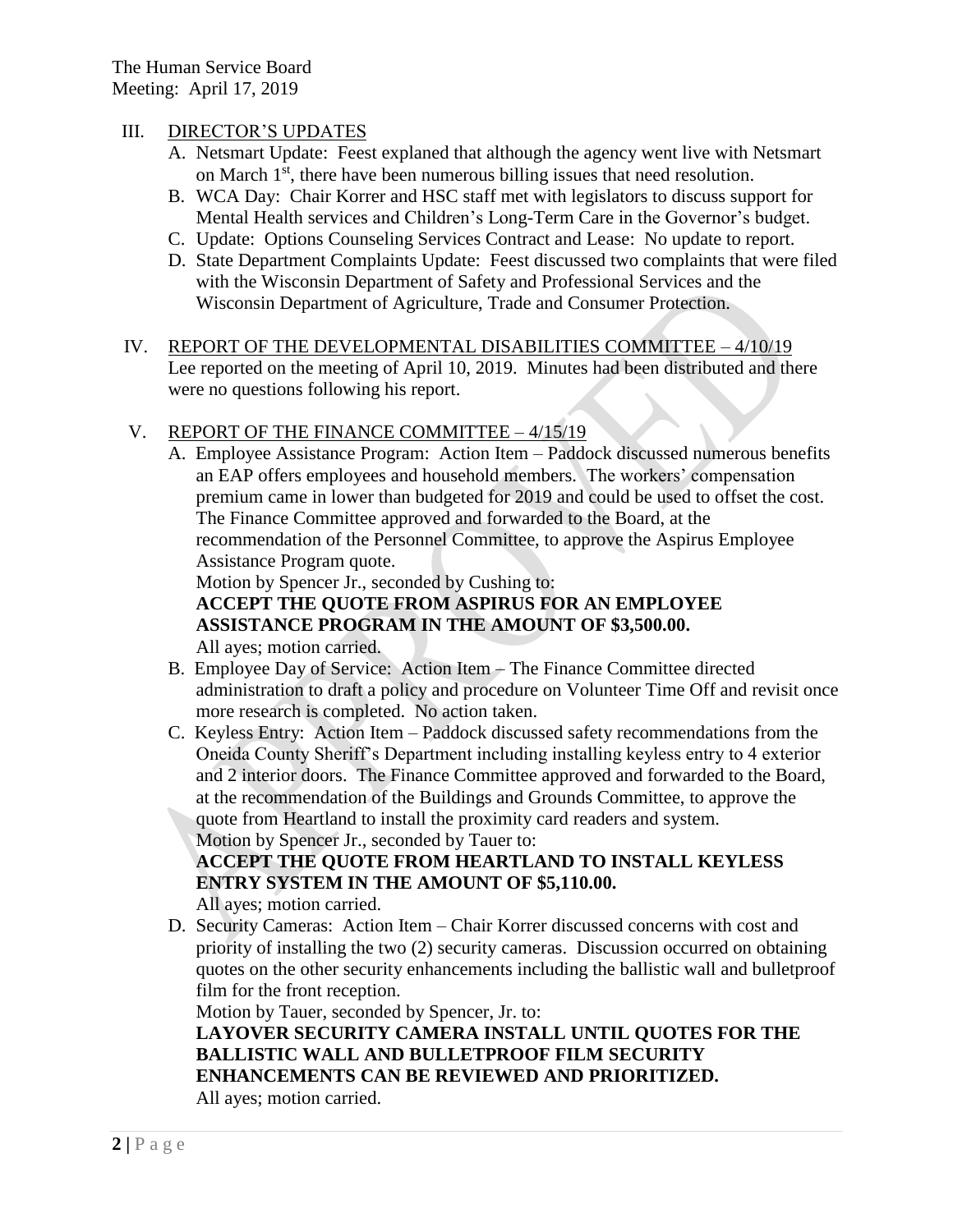III. DIRECTOR'S UPDATES

A. Netsmart Update: Feest explained that although the agency went live with Netsmart on March 1st, there have been numerous billing issues that need resolution.

B. WCA Day: Chair Korrer and HSC staff met with legislators to discuss support for Mental Health services and Children's Long-Term Care in the Governor's budget.

C. Update: Options Counseling Services Contract and Lease: No update to report.

D. State Department Complaints Update: Feest discussed two complaints that were filed with the Wisconsin Department of Safety and Professional Services and the Wisconsin Department of Agriculture, Trade and Consumer Protection.

IV. REPORT OF THE DEVELOPMENTAL DISABILITIES COMMITTEE – 4/10/19

Lee reported on the meeting of April 10, 2019. Minutes had been distributed and there were no questions following his report.

V. REPORT OF THE FINANCE COMMITTEE – 4/15/19

A. Employee Assistance Program: Action Item – Paddock discussed numerous benefits an EAP offers employees and household members. The workers' compensation premium came in lower than budgeted for 2019 and could be used to offset the cost. The Finance Committee approved and forwarded to the Board, at the recommendation of the Personnel Committee, to approve the Aspirus Employee Assistance Program quote.

Motion by Spencer Jr., seconded by Cushing to:

**ACCEPT THE QUOTE FROM ASPIRUS FOR AN EMPLOYEE ASSISTANCE PROGRAM IN THE AMOUNT OF $3,500.00.**

All ayes; motion carried.

B. Employee Day of Service: Action Item – The Finance Committee directed administration to draft a policy and procedure on Volunteer Time Off and revisit once more research is completed. No action taken.

C. Keyless Entry: Action Item – Paddock discussed safety recommendations from the Oneida County Sheriff's Department including installing keyless entry to 4 exterior and 2 interior doors. The Finance Committee approved and forwarded to the Board, at the recommendation of the Buildings and Grounds Committee, to approve the quote from Heartland to install the proximity card readers and system.

Motion by Spencer Jr., seconded by Tauer to:

**ACCEPT THE QUOTE FROM HEARTLAND TO INSTALL KEYLESS ENTRY SYSTEM IN THE AMOUNT OF $5,110.00.**

All ayes; motion carried.

D. Security Cameras: Action Item – Chair Korrer discussed concerns with cost and priority of installing the two (2) security cameras. Discussion occurred on obtaining quotes on the other security enhancements including the ballistic wall and bulletproof film for the front reception.

Motion by Tauer, seconded by Spencer, Jr. to:

**LAYOVER SECURITY CAMERA INSTALL UNTIL QUOTES FOR THE BALLISTIC WALL AND BULLETPROOF FILM SECURITY ENHANCEMENTS CAN BE REVIEWED AND PRIORITIZED.**

All ayes; motion carried.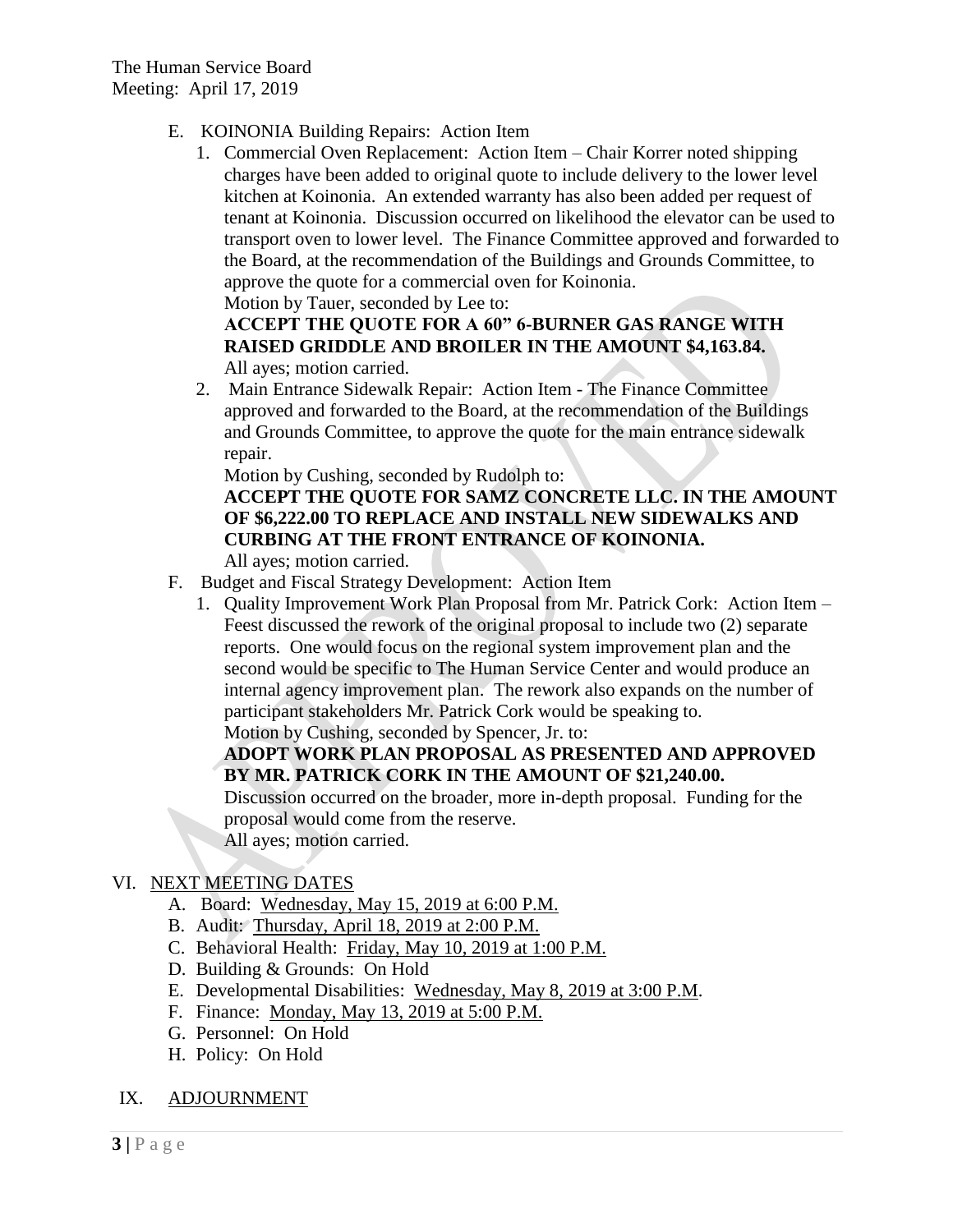- E. KOINONIA Building Repairs: Action Item
  1. Commercial Oven Replacement: Action Item – Chair Korrer noted shipping charges have been added to original quote to include delivery to the lower level kitchen at Koinonia. An extended warranty has also been added per request of tenant at Koinonia. Discussion occurred on likelihood the elevator can be used to transport oven to lower level. The Finance Committee approved and forwarded to the Board, at the recommendation of the Buildings and Grounds Committee, to approve the quote for a commercial oven for Koinonia.
     Motion by Tauer, seconded by Lee to:
     **ACCEPT THE QUOTE FOR A 60" 6-BURNER GAS RANGE WITH RAISED GRIDDLE AND BROILER IN THE AMOUNT $4,163.84.**
     All ayes; motion carried.
  2. Main Entrance Sidewalk Repair: Action Item - The Finance Committee approved and forwarded to the Board, at the recommendation of the Buildings and Grounds Committee, to approve the quote for the main entrance sidewalk repair.
     Motion by Cushing, seconded by Rudolph to:
     **ACCEPT THE QUOTE FOR SAMZ CONCRETE LLC. IN THE AMOUNT OF $6,222.00 TO REPLACE AND INSTALL NEW SIDEWALKS AND CURBING AT THE FRONT ENTRANCE OF KOINONIA.**
     All ayes; motion carried.
- F. Budget and Fiscal Strategy Development: Action Item
  1. Quality Improvement Work Plan Proposal from Mr. Patrick Cork: Action Item – Feest discussed the rework of the original proposal to include two (2) separate reports. One would focus on the regional system improvement plan and the second would be specific to The Human Service Center and would produce an internal agency improvement plan. The rework also expands on the number of participant stakeholders Mr. Patrick Cork would be speaking to.
     Motion by Cushing, seconded by Spencer, Jr. to:
     **ADOPT WORK PLAN PROPOSAL AS PRESENTED AND APPROVED BY MR. PATRICK CORK IN THE AMOUNT OF $21,240.00.**
     Discussion occurred on the broader, more in-depth proposal. Funding for the proposal would come from the reserve.
     All ayes; motion carried.

## VI. NEXT MEETING DATES

- A. Board: Wednesday, May 15, 2019 at 6:00 P.M.
- B. Audit: Thursday, April 18, 2019 at 2:00 P.M.
- C. Behavioral Health: Friday, May 10, 2019 at 1:00 P.M.
- D. Building & Grounds: On Hold
- E. Developmental Disabilities: Wednesday, May 8, 2019 at 3:00 P.M.
- F. Finance: Monday, May 13, 2019 at 5:00 P.M.
- G. Personnel: On Hold
- H. Policy: On Hold

## IX. ADJOURNMENT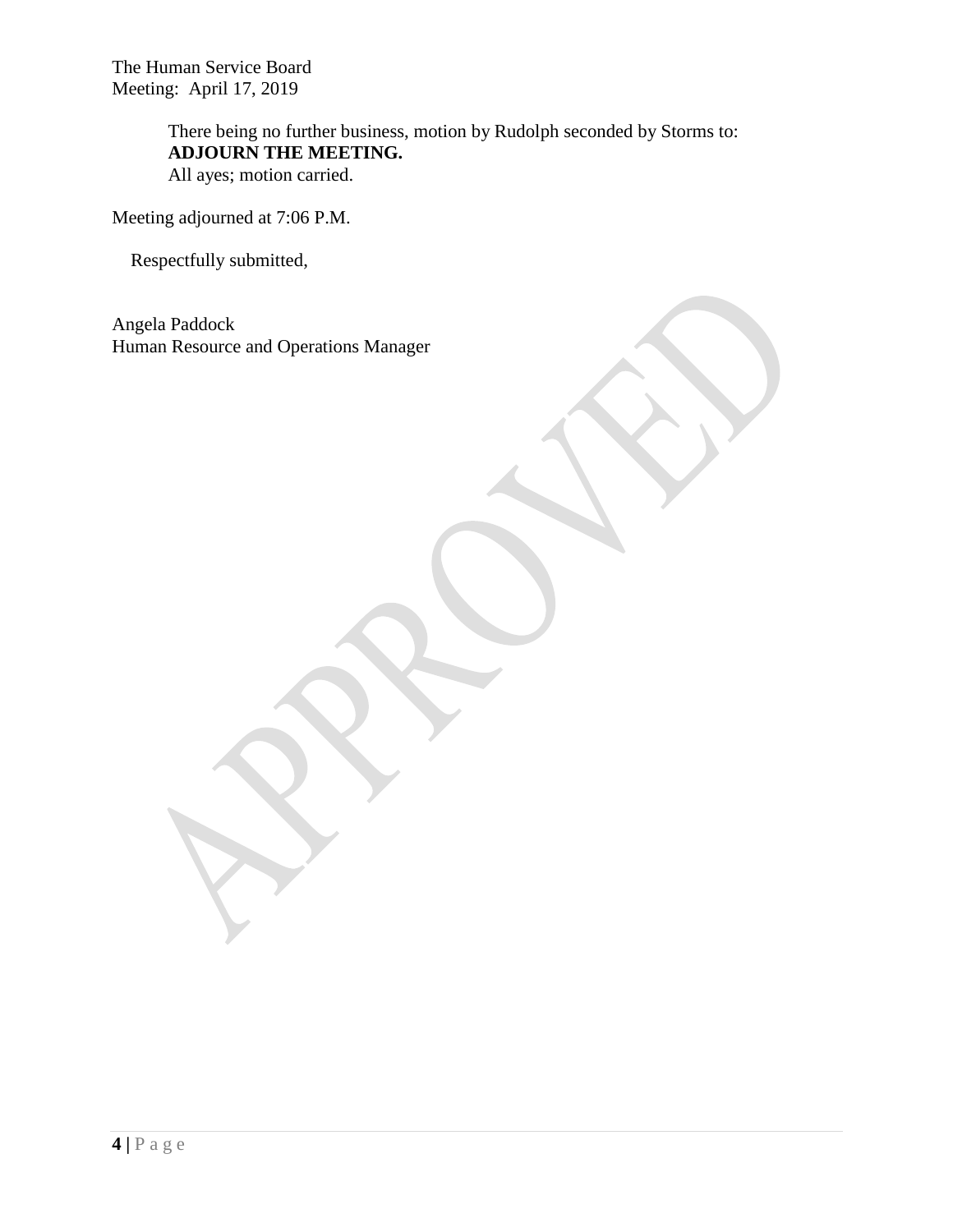There being no further business, motion by Rudolph seconded by Storms to: **ADJOURN THE MEETING.**
All ayes; motion carried.

Meeting adjourned at 7:06 P.M.

Respectfully submitted,

Angela Paddock
Human Resource and Operations Manager